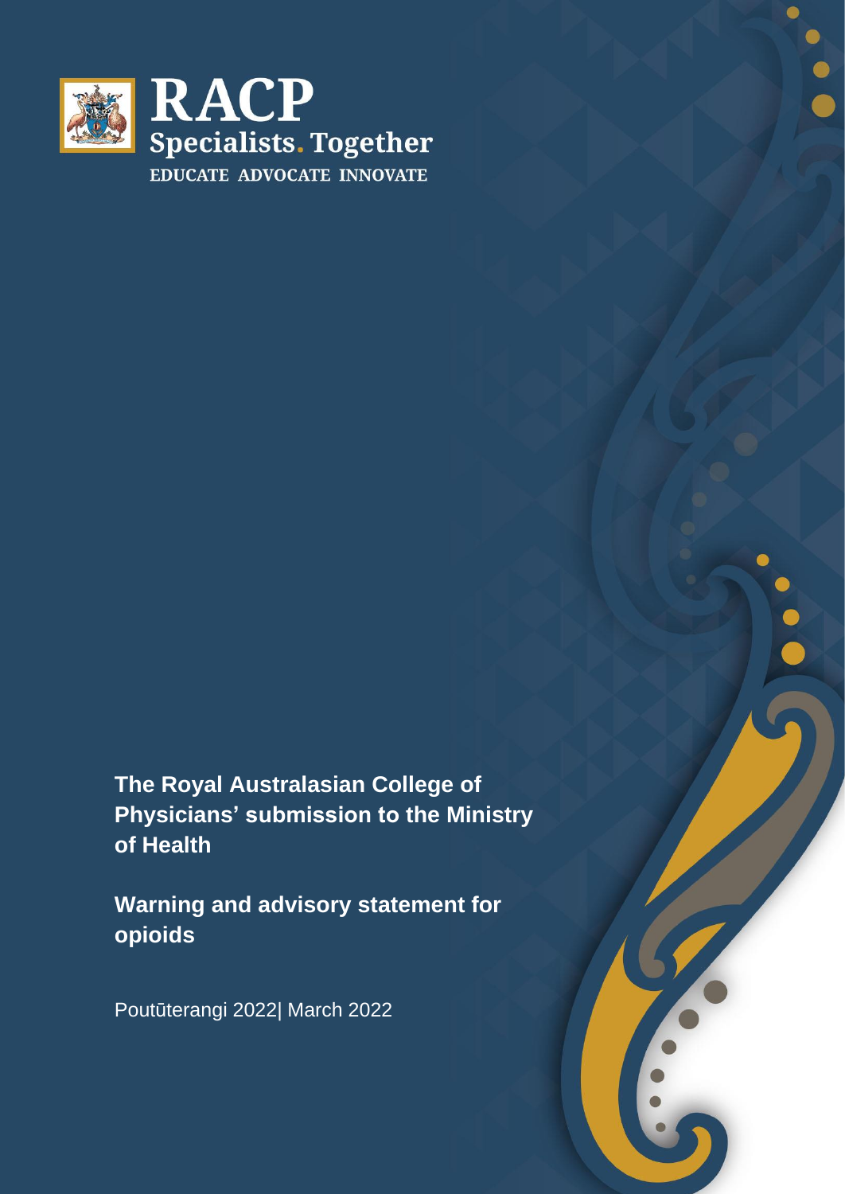RACP
Specialists. Together
EDUCATE ADVOCATE INNOVATE

# The Royal Australasian College of Physicians' submission to the Ministry of Health

## Warning and advisory statement for opioids

Poutūterangi 2022| March 2022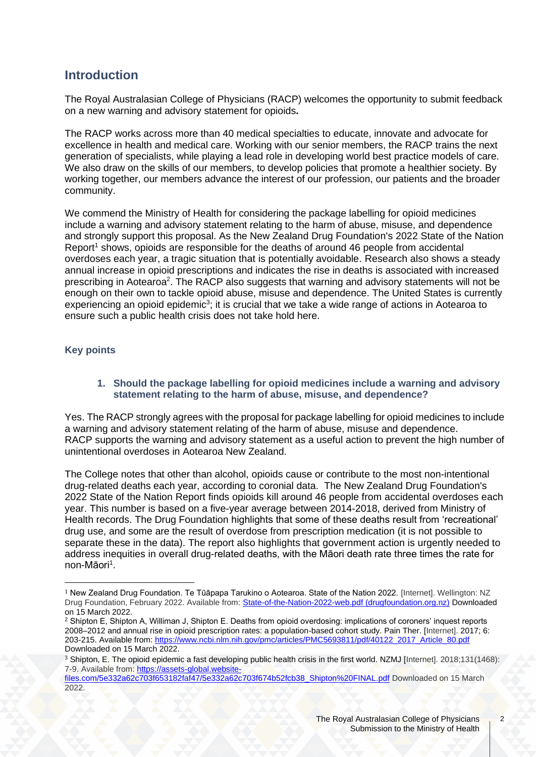## Introduction

The Royal Australasian College of Physicians (RACP) welcomes the opportunity to submit feedback on a new warning and advisory statement for opioids**.**

The RACP works across more than 40 medical specialties to educate, innovate and advocate for excellence in health and medical care. Working with our senior members, the RACP trains the next generation of specialists, while playing a lead role in developing world best practice models of care. We also draw on the skills of our members, to develop policies that promote a healthier society. By working together, our members advance the interest of our profession, our patients and the broader community.

We commend the Ministry of Health for considering the package labelling for opioid medicines include a warning and advisory statement relating to the harm of abuse, misuse, and dependence and strongly support this proposal. As the New Zealand Drug Foundation's 2022 State of the Nation Report[1] shows, opioids are responsible for the deaths of around 46 people from accidental overdoses each year, a tragic situation that is potentially avoidable. Research also shows a steady annual increase in opioid prescriptions and indicates the rise in deaths is associated with increased prescribing in Aotearoa[2]. The RACP also suggests that warning and advisory statements will not be enough on their own to tackle opioid abuse, misuse and dependence. The United States is currently experiencing an opioid epidemic[3]; it is crucial that we take a wide range of actions in Aotearoa to ensure such a public health crisis does not take hold here.

### Key points

1. **Should the package labelling for opioid medicines include a warning and advisory statement relating to the harm of abuse, misuse, and dependence?**

Yes. The RACP strongly agrees with the proposal for package labelling for opioid medicines to include a warning and advisory statement relating of the harm of abuse, misuse and dependence. RACP supports the warning and advisory statement as a useful action to prevent the high number of unintentional overdoses in Aotearoa New Zealand.

The College notes that other than alcohol, opioids cause or contribute to the most non-intentional drug-related deaths each year, according to coronial data. The New Zealand Drug Foundation's 2022 State of the Nation Report finds opioids kill around 46 people from accidental overdoses each year. This number is based on a five-year average between 2014-2018, derived from Ministry of Health records. The Drug Foundation highlights that some of these deaths result from 'recreational' drug use, and some are the result of overdose from prescription medication (it is not possible to separate these in the data). The report also highlights that government action is urgently needed to address inequities in overall drug-related deaths, with the Māori death rate three times the rate for non-Māori[1].

---

[1] New Zealand Drug Foundation. Te Tūāpapa Tarukino o Aotearoa. State of the Nation 2022. [Internet]. Wellington: NZ Drug Foundation, February 2022. Available from: State-of-the-Nation-2022-web.pdf (drugfoundation.org.nz) Downloaded on 15 March 2022.

[2] Shipton E, Shipton A, Williman J, Shipton E. Deaths from opioid overdosing: implications of coroners' inquest reports 2008–2012 and annual rise in opioid prescription rates: a population-based cohort study. Pain Ther. [Internet]. 2017; 6: 203-215. Available from: https://www.ncbi.nlm.nih.gov/pmc/articles/PMC5693811/pdf/40122_2017_Article_80.pdf Downloaded on 15 March 2022.

[3] Shipton, E. The opioid epidemic a fast developing public health crisis in the first world. NZMJ [Internet]. 2018;131(1468): 7-9. Available from: https://assets-global.website-files.com/5e332a62c703f653182faf47/5e332a62c703f674b52fcb38_Shipton%20FINAL.pdf Downloaded on 15 March 2022.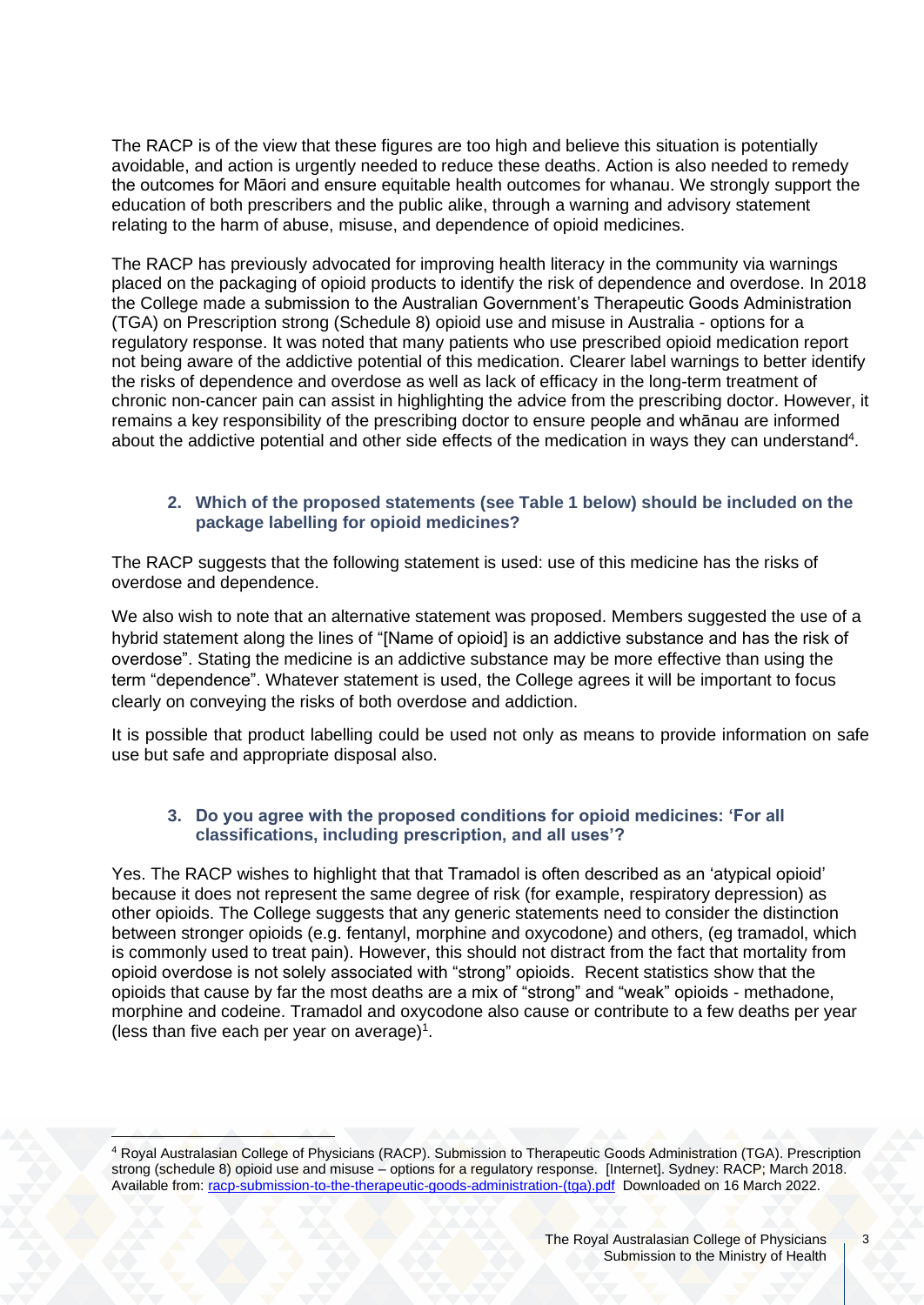The RACP is of the view that these figures are too high and believe this situation is potentially avoidable, and action is urgently needed to reduce these deaths. Action is also needed to remedy the outcomes for Māori and ensure equitable health outcomes for whanau. We strongly support the education of both prescribers and the public alike, through a warning and advisory statement relating to the harm of abuse, misuse, and dependence of opioid medicines.

The RACP has previously advocated for improving health literacy in the community via warnings placed on the packaging of opioid products to identify the risk of dependence and overdose. In 2018 the College made a submission to the Australian Government's Therapeutic Goods Administration (TGA) on Prescription strong (Schedule 8) opioid use and misuse in Australia - options for a regulatory response. It was noted that many patients who use prescribed opioid medication report not being aware of the addictive potential of this medication. Clearer label warnings to better identify the risks of dependence and overdose as well as lack of efficacy in the long-term treatment of chronic non-cancer pain can assist in highlighting the advice from the prescribing doctor. However, it remains a key responsibility of the prescribing doctor to ensure people and whānau are informed about the addictive potential and other side effects of the medication in ways they can understand[4].

### 2. Which of the proposed statements (see Table 1 below) should be included on the package labelling for opioid medicines?

The RACP suggests that the following statement is used: use of this medicine has the risks of overdose and dependence.

We also wish to note that an alternative statement was proposed. Members suggested the use of a hybrid statement along the lines of "[Name of opioid] is an addictive substance and has the risk of overdose". Stating the medicine is an addictive substance may be more effective than using the term "dependence". Whatever statement is used, the College agrees it will be important to focus clearly on conveying the risks of both overdose and addiction.

It is possible that product labelling could be used not only as means to provide information on safe use but safe and appropriate disposal also.

### 3. Do you agree with the proposed conditions for opioid medicines: 'For all classifications, including prescription, and all uses'?

Yes. The RACP wishes to highlight that that Tramadol is often described as an 'atypical opioid' because it does not represent the same degree of risk (for example, respiratory depression) as other opioids. The College suggests that any generic statements need to consider the distinction between stronger opioids (e.g. fentanyl, morphine and oxycodone) and others, (eg tramadol, which is commonly used to treat pain). However, this should not distract from the fact that mortality from opioid overdose is not solely associated with "strong" opioids. Recent statistics show that the opioids that cause by far the most deaths are a mix of "strong" and "weak" opioids - methadone, morphine and codeine. Tramadol and oxycodone also cause or contribute to a few deaths per year (less than five each per year on average)[1].

[4] Royal Australasian College of Physicians (RACP). Submission to Therapeutic Goods Administration (TGA). Prescription strong (schedule 8) opioid use and misuse – options for a regulatory response. [Internet]. Sydney: RACP; March 2018. Available from: racp-submission-to-the-therapeutic-goods-administration-(tga).pdf Downloaded on 16 March 2022.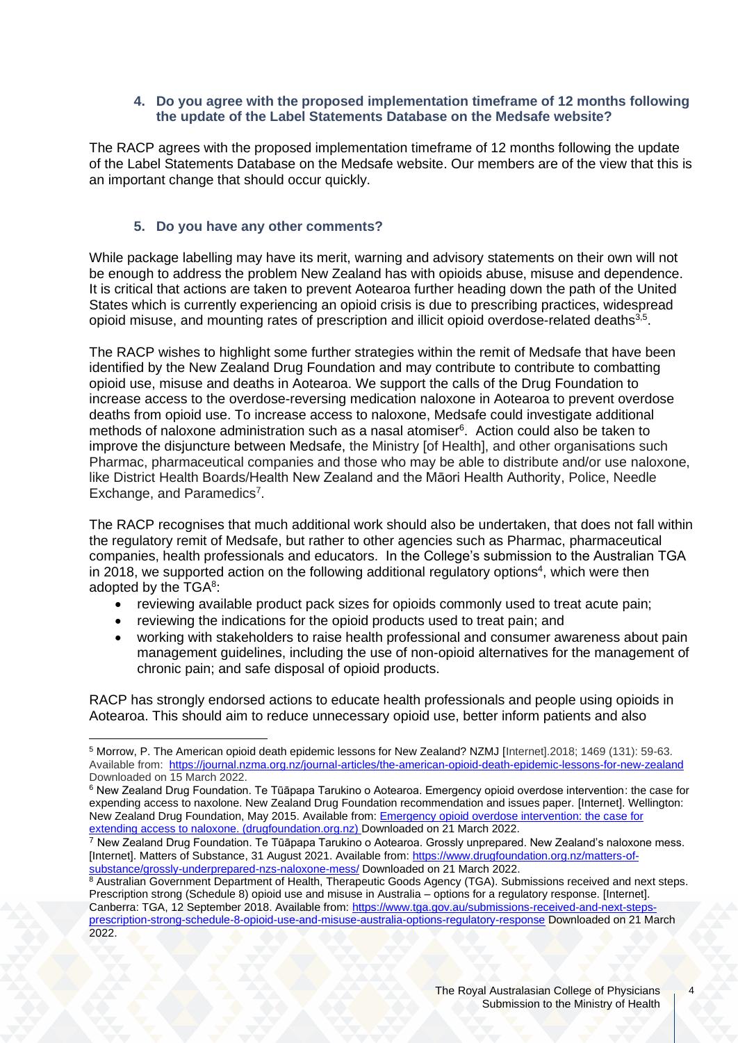4. **Do you agree with the proposed implementation timeframe of 12 months following the update of the Label Statements Database on the Medsafe website?**

The RACP agrees with the proposed implementation timeframe of 12 months following the update of the Label Statements Database on the Medsafe website. Our members are of the view that this is an important change that should occur quickly.

5. **Do you have any other comments?**

While package labelling may have its merit, warning and advisory statements on their own will not be enough to address the problem New Zealand has with opioids abuse, misuse and dependence. It is critical that actions are taken to prevent Aotearoa further heading down the path of the United States which is currently experiencing an opioid crisis is due to prescribing practices, widespread opioid misuse, and mounting rates of prescription and illicit opioid overdose-related deaths[3,5].

The RACP wishes to highlight some further strategies within the remit of Medsafe that have been identified by the New Zealand Drug Foundation and may contribute to contribute to combatting opioid use, misuse and deaths in Aotearoa. We support the calls of the Drug Foundation to increase access to the overdose-reversing medication naloxone in Aotearoa to prevent overdose deaths from opioid use. To increase access to naloxone, Medsafe could investigate additional methods of naloxone administration such as a nasal atomiser[6]. Action could also be taken to improve the disjuncture between Medsafe, the Ministry [of Health], and other organisations such Pharmac, pharmaceutical companies and those who may be able to distribute and/or use naloxone, like District Health Boards/Health New Zealand and the Māori Health Authority, Police, Needle Exchange, and Paramedics[7].

The RACP recognises that much additional work should also be undertaken, that does not fall within the regulatory remit of Medsafe, but rather to other agencies such as Pharmac, pharmaceutical companies, health professionals and educators. In the College's submission to the Australian TGA in 2018, we supported action on the following additional regulatory options[4], which were then adopted by the TGA[8]:

- reviewing available product pack sizes for opioids commonly used to treat acute pain;
- reviewing the indications for the opioid products used to treat pain; and
- working with stakeholders to raise health professional and consumer awareness about pain management guidelines, including the use of non-opioid alternatives for the management of chronic pain; and safe disposal of opioid products.

RACP has strongly endorsed actions to educate health professionals and people using opioids in Aotearoa. This should aim to reduce unnecessary opioid use, better inform patients and also

---

[5] Morrow, P. The American opioid death epidemic lessons for New Zealand? NZMJ [Internet].2018; 1469 (131): 59-63. Available from: https://journal.nzma.org.nz/journal-articles/the-american-opioid-death-epidemic-lessons-for-new-zealand Downloaded on 15 March 2022.

[6] New Zealand Drug Foundation. Te Tūāpapa Tarukino o Aotearoa. Emergency opioid overdose intervention: the case for expending access to naxolone. New Zealand Drug Foundation recommendation and issues paper. [Internet]. Wellington: New Zealand Drug Foundation, May 2015. Available from: Emergency opioid overdose intervention: the case for extending access to naloxone. (drugfoundation.org.nz) Downloaded on 21 March 2022.

[7] New Zealand Drug Foundation. Te Tūāpapa Tarukino o Aotearoa. Grossly unprepared. New Zealand's naloxone mess. [Internet]. Matters of Substance, 31 August 2021. Available from: https://www.drugfoundation.org.nz/matters-of-substance/grossly-underprepared-nzs-naloxone-mess/ Downloaded on 21 March 2022.

[8] Australian Government Department of Health, Therapeutic Goods Agency (TGA). Submissions received and next steps. Prescription strong (Schedule 8) opioid use and misuse in Australia – options for a regulatory response. [Internet]. Canberra: TGA, 12 September 2018. Available from: https://www.tga.gov.au/submissions-received-and-next-steps-prescription-strong-schedule-8-opioid-use-and-misuse-australia-options-regulatory-response Downloaded on 21 March 2022.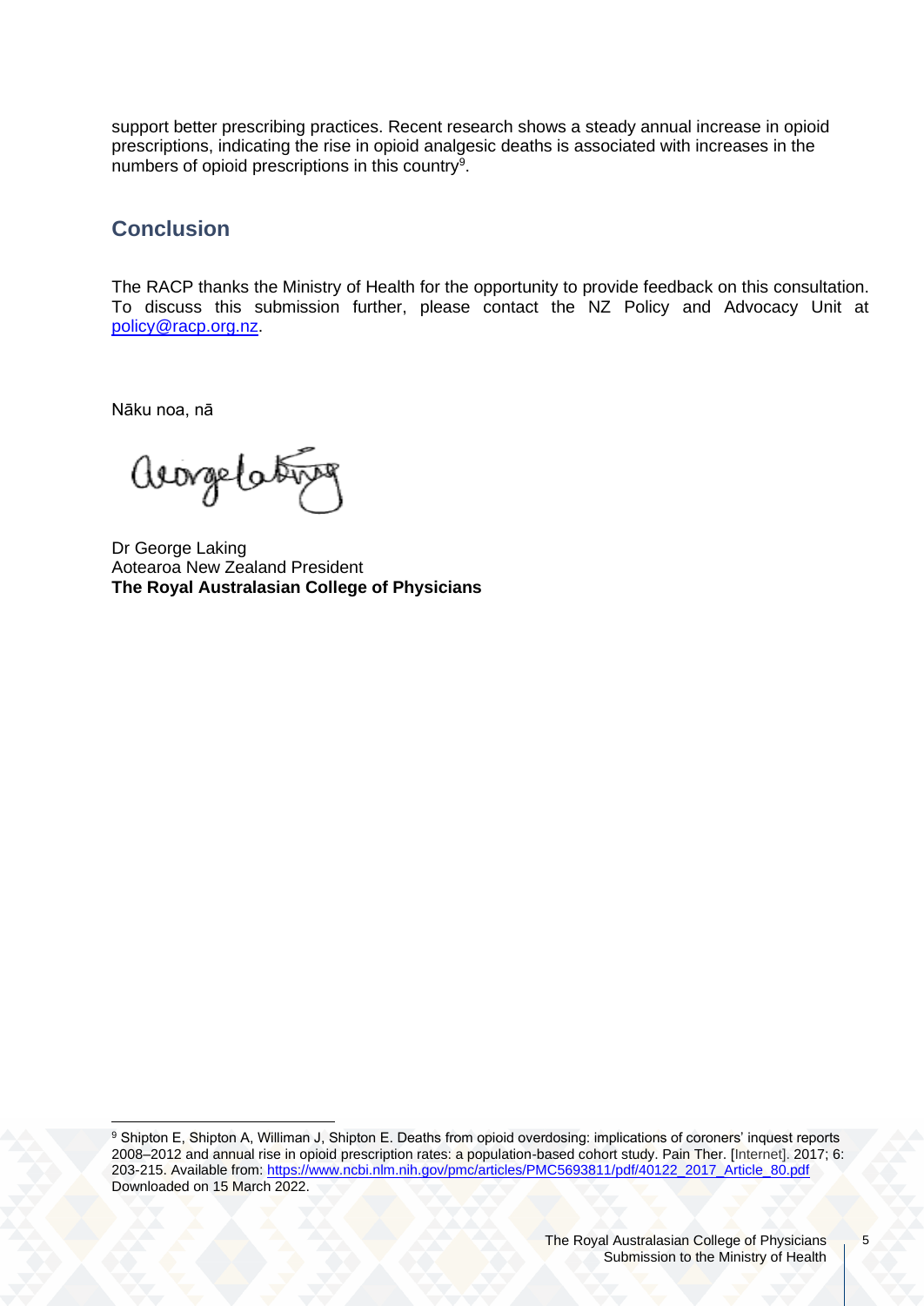support better prescribing practices. Recent research shows a steady annual increase in opioid prescriptions, indicating the rise in opioid analgesic deaths is associated with increases in the numbers of opioid prescriptions in this country[9].

## Conclusion

The RACP thanks the Ministry of Health for the opportunity to provide feedback on this consultation. To discuss this submission further, please contact the NZ Policy and Advocacy Unit at policy@racp.org.nz.

Nāku noa, nā

Dr George Laking
Aotearoa New Zealand President
**The Royal Australasian College of Physicians**

---

[9] Shipton E, Shipton A, Williman J, Shipton E. Deaths from opioid overdosing: implications of coroners' inquest reports 2008–2012 and annual rise in opioid prescription rates: a population-based cohort study. Pain Ther. [Internet]. 2017; 6: 203-215. Available from: https://www.ncbi.nlm.nih.gov/pmc/articles/PMC5693811/pdf/40122_2017_Article_80.pdf Downloaded on 15 March 2022.